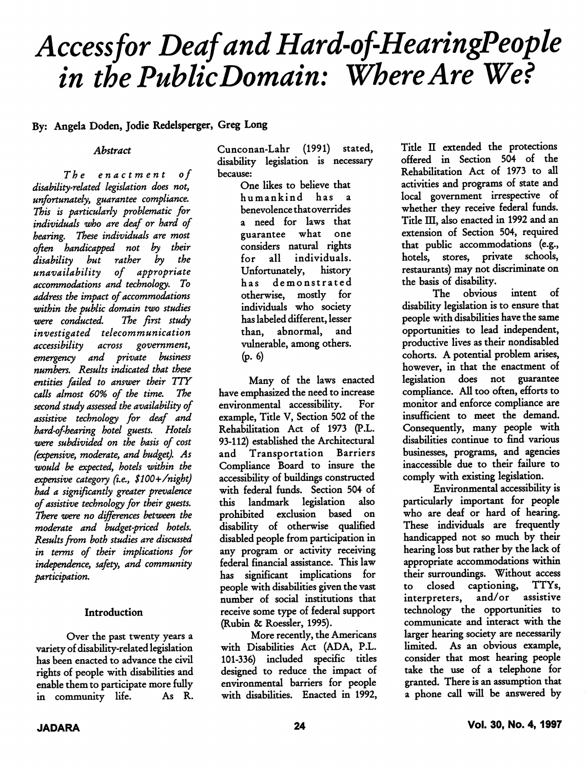# Accessfor Deaf and Hard-of-HearingPeople in the PublicDomain: Where Are We?

By: Angela Doden, Jodie Redelsperger, Greg Long

### Abstract

*The enactment of disability-related legislation does not, unfortunately, guarantee compliance. This is particularly problematic for individuals who are deaf or hard of hearing. These individuals are most often handicapped not by their disability but rather by the unavailability of appropriate accommodations and technology. To address the impact of accommodations within the public domain two studies were conducted. The first study investigated telecommunication accessibility across government, emergency and private business numbers. Results indicated that these entities failed to answer their TTY calls almost 60% of the time. The second study assessed the availability of assistive technology for deaf and hard-of-hearing hotel guests. Hotels were subdivided on the basis of cost (expensive, moderate, and budget). As would be expected, hotels within the expensive category (i.e., $100+/night) had a significantly greater prevalence of assistive technology for their guests. There were no differences between the moderate and budget-priced hotels. Results from both studies are discussed in terms of their implications for independence, safety, and community participation.*

### Introduction

Over the past twenty years a variety of disability-related legislation has been enacted to advance the civil rights of people with disabilities and enable them to participate more fully in community life. As R. Cunconan-Lahr (1991) stated, disability legislation is necessary because:

> One likes to believe that humankind has a benevolence that overrides a need for laws that guarantee what one considers natural rights for all individuals. Unfortunately, history has demonstrated otherwise, mostly for individuals who society has labeled different, lesser than, abnormal, and vulnerable, among others. (p. 6)

Many of the laws enacted have emphasized the need to increase environmental accessibility. For example, Title V, Section 502 of the Rehabilitation Act of 1973 (P.L. 93-112) established the Architectural and Transportation Barriers Compliance Board to insure the accessibility of buildings constructed with federal funds. Section 504 of this landmark legislation also prohibited exclusion based on disability of otherwise qualified disabled people from participation in any program or activity receiving federal financial assistance. This law has significant implications for people with disabilities given the vast number of social institutions that receive some type of federal support (Rubin & Roessler, 1995).

More recently, the Americans with Disabilities Act (ADA, P.L. 101-336) included specific titles designed to reduce the impact of environmental barriers for people with disabilities. Enacted in 1992, Title II extended the protections offered in Section 504 of the Rehabilitation Act of 1973 to all activities and programs of state and local government irrespective of whether they receive federal funds. Title III, also enacted in 1992 and an extension of Section 504, required that public accommodations (e.g., hotels, stores, private schools, restaurants) may not discriminate on the basis of disability.

The obvious intent of disability legislation is to ensure that people with disabilities have the same opportunities to lead independent, productive lives as their nondisabled cohorts. A potential problem arises, however, in that the enactment of legislation does not guarantee compliance. All too often, efforts to monitor and enforce compliance are insufficient to meet the demand. Consequently, many people with disabilities continue to find various businesses, programs, and agencies inaccessible due to their failure to comply with existing legislation.

Environmental accessibility is particularly important for people who are deaf or hard of hearing. These individuals are frequently handicapped not so much by their hearing loss but rather by the lack of appropriate accommodations within their surroundings. Without access to closed captioning, TTYs, interpreters, and/or assistive technology the opportunities to communicate and interact with the larger hearing society are necessarily limited. As an obvious example, consider that most hearing people take the use of a telephone for granted. There is an assumption that a phone call will be answered by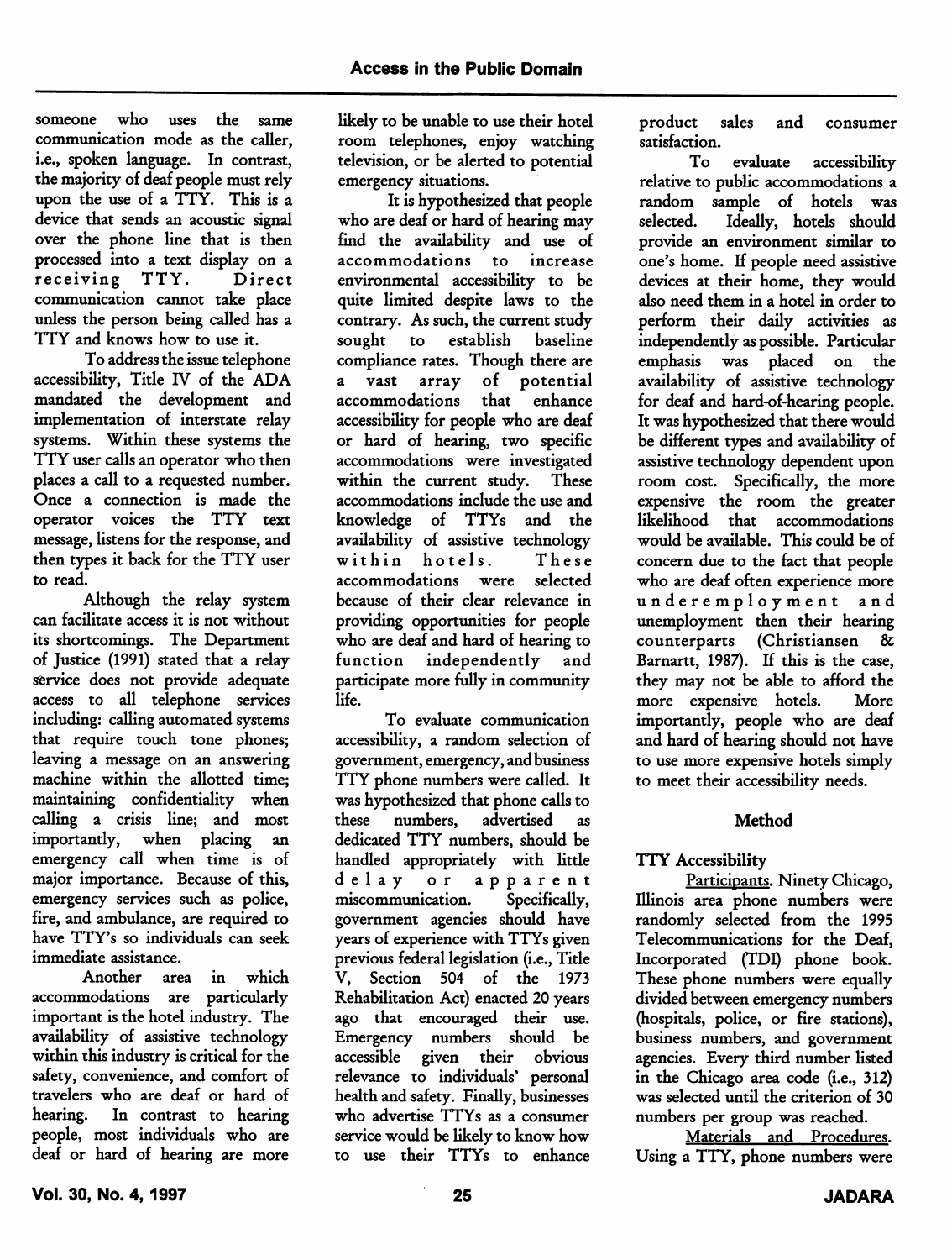someone who uses the same communication mode as the caller, i.e., spoken language. In contrast, the majority of deaf people must rely upon the use of a TTY. This is a device that sends an acoustic signal over the phone line that is then processed into a text display on a receiving TTY. Direct communication cannot take place unless the person being called has a TTY and knows how to use it.

To address the issue telephone accessibility, Title IV of the ADA mandated the development and implementation of interstate relay systems. Within these systems the TTY user calls an operator who then places a call to a requested number. Once a connection is made the operator voices the TTY text message, listens for the response, and then types it back for the TTY user to read.

Although the relay system can facilitate access it is not without its shortcomings. The Department of Justice (1991) stated that a relay service does not provide adequate access to all telephone services including: calling automated systems that require touch tone phones; leaving a message on an answering machine within the allotted time; maintaining confidentiality when calling a crisis line; and most importantly, when placing an emergency call when time is of major importance. Because of this, emergency services such as police, fire, and ambulance, are required to have TTY's so individuals can seek immediate assistance.

Another area in which accommodations are particularly important is the hotel industry. The availability of assistive technology within this industry is critical for the safety, convenience, and comfort of travelers who are deaf or hard of hearing. In contrast to hearing people, most individuals who are deaf or hard of hearing are more likely to be unable to use their hotel room telephones, enjoy watching television, or be alerted to potential emergency situations.

It is hypothesized that people who are deaf or hard of hearing may find the availability and use of accommodations to increase environmental accessibility to be quite limited despite laws to the contrary. As such, the current study sought to establish baseline compliance rates. Though there are a vast array of potential accommodations that enhance accessibility for people who are deaf or hard of hearing, two specific accommodations were investigated within the current study. These accommodations include the use and knowledge of TTYs and the availability of assistive technology within hotels. These accommodations were selected because of their clear relevance in providing opportunities for people who are deaf and hard of hearing to function independently and participate more fully in community life.

To evaluate communication accessibility, a random selection of government, emergency, and business TTY phone numbers were called. It was hypothesized that phone calls to these numbers, advertised as dedicated TTY numbers, should be handled appropriately with little delay or apparent miscommunication. Specifically, government agencies should have years of experience with TTYs given previous federal legislation (i.e., Title V, Section 504 of the 1973 Rehabilitation Act) enacted 20 years ago that encouraged their use. Emergency numbers should be accessible given their obvious relevance to individuals' personal health and safety. Finally, businesses who advertise TTYs as a consumer service would be likely to know how to use their TTYs to enhance product sales and consumer satisfaction.

To evaluate accessibility relative to public accommodations a random sample of hotels was selected. Ideally, hotels should provide an environment similar to one's home. If people need assistive devices at their home, they would also need them in a hotel in order to perform their daily activities as independently as possible. Particular emphasis was placed on the availability of assistive technology for deaf and hard-of-hearing people. It was hypothesized that there would be different types and availability of assistive technology dependent upon room cost. Specifically, the more expensive the room the greater likelihood that accommodations would be available. This could be of concern due to the fact that people who are deaf often experience more underemployment and unemployment then their hearing counterparts (Christiansen & Barnartt, 1987). If this is the case, they may not be able to afford the more expensive hotels. More importantly, people who are deaf and hard of hearing should not have to use more expensive hotels simply to meet their accessibility needs.

## Method

### TTY Accessibility

Participants. Ninety Chicago, Illinois area phone numbers were randomly selected from the 1995 Telecommunications for the Deaf, Incorporated (TDI) phone book. These phone numbers were equally divided between emergency numbers (hospitals, police, or fire stations), business numbers, and government agencies. Every third number listed in the Chicago area code (i.e., 312) was selected until the criterion of 30 numbers per group was reached.

Materials and Procedures. Using a TTY, phone numbers were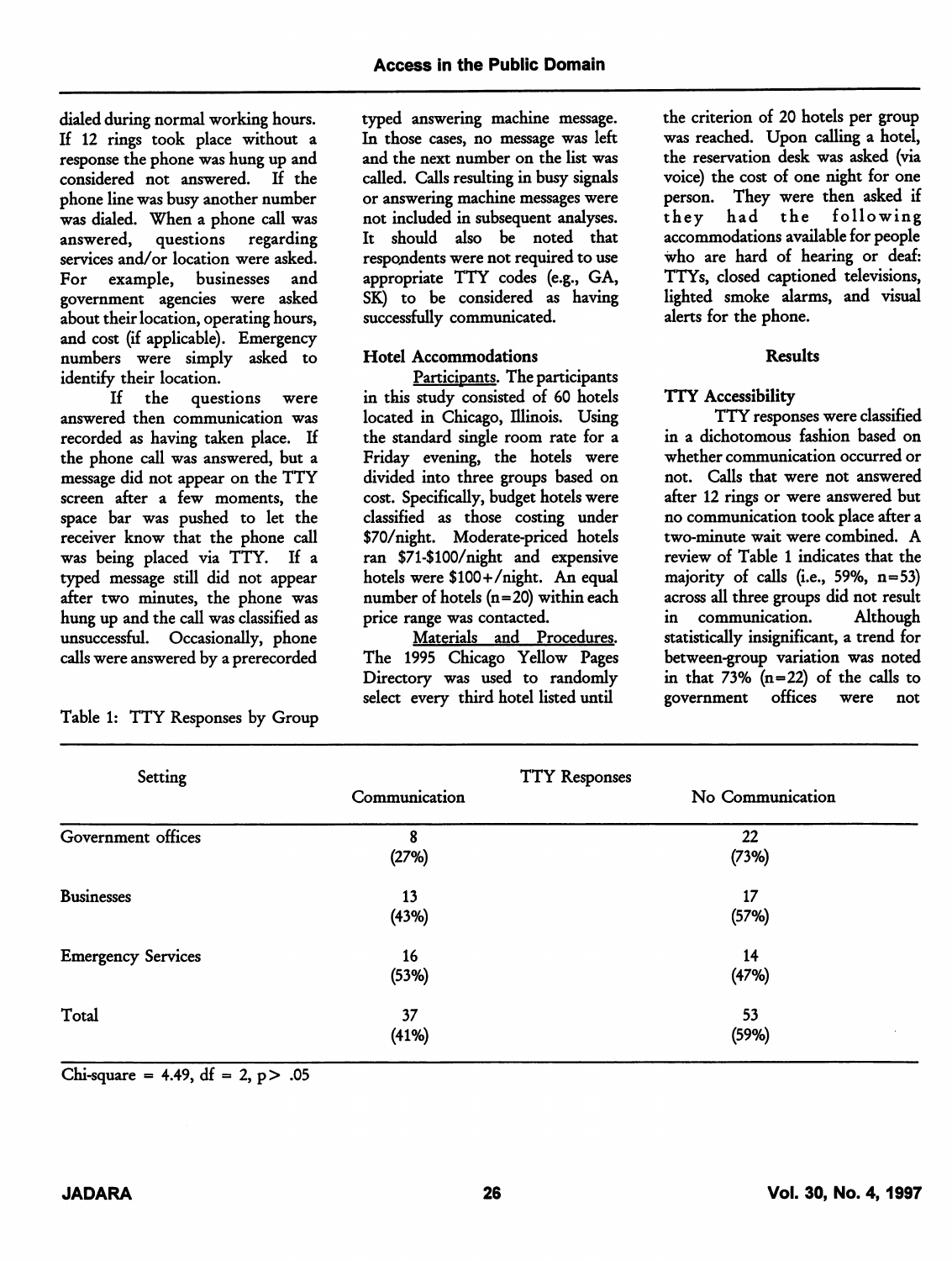dialed during normal working hours. If 12 rings took place without a response the phone was hung up and considered not answered. If the phone line was busy another number was dialed. When a phone call was answered, questions regarding services and/or location were asked. For example, businesses and government agencies were asked about their location, operating hours, and cost (if applicable). Emergency numbers were simply asked to identify their location.

If the questions were answered then communication was recorded as having taken place. If the phone call was answered, but a message did not appear on the TTY screen after a few moments, the space bar was pushed to let the receiver know that the phone call was being placed via TTY. If a typed message still did not appear after two minutes, the phone was hung up and the call was classified as unsuccessful. Occasionally, phone calls were answered by a prerecorded typed answering machine message. In those cases, no message was left and the next number on the list was called. Calls resulting in busy signals or answering machine messages were not included in subsequent analyses. It should also be noted that respondents were not required to use appropriate TTY codes (e.g., GA, SK) to be considered as having successfully communicated.

### Hotel Accommodations

Participants. The participants in this study consisted of 60 hotels located in Chicago, Illinois. Using the standard single room rate for a Friday evening, the hotels were divided into three groups based on cost. Specifically, budget hotels were classified as those costing under $70/night. Moderate-priced hotels ran $71-$100/night and expensive hotels were $100+/night. An equal number of hotels (n=20) within each price range was contacted.

Materials and Procedures. The 1995 Chicago Yellow Pages Directory was used to randomly select every third hotel listed until the criterion of 20 hotels per group was reached. Upon calling a hotel, the reservation desk was asked (via voice) the cost of one night for one person. They were then asked if they had the following accommodations available for people who are hard of hearing or deaf: TTYs, closed captioned televisions, lighted smoke alarms, and visual alerts for the phone.

## Results

### TTY Accessibility

TTY responses were classified in a dichotomous fashion based on whether communication occurred or not. Calls that were not answered after 12 rings or were answered but no communication took place after a two-minute wait were combined. A review of Table 1 indicates that the majority of calls (i.e., 59%, n=53) across all three groups did not result in communication. Although statistically insignificant, a trend for between-group variation was noted in that 73% (n=22) of the calls to government offices were not

Table 1: TTY Responses by Group

| Setting | TTY Responses | |
|---|---|---|
| | Communication | No Communication |
| Government offices | 8 (27%) | 22 (73%) |
| Businesses | 13 (43%) | 17 (57%) |
| Emergency Services | 16 (53%) | 14 (47%) |
| Total | 37 (41%) | 53 (59%) |

Chi-square = 4.49, df = 2, $p > .05$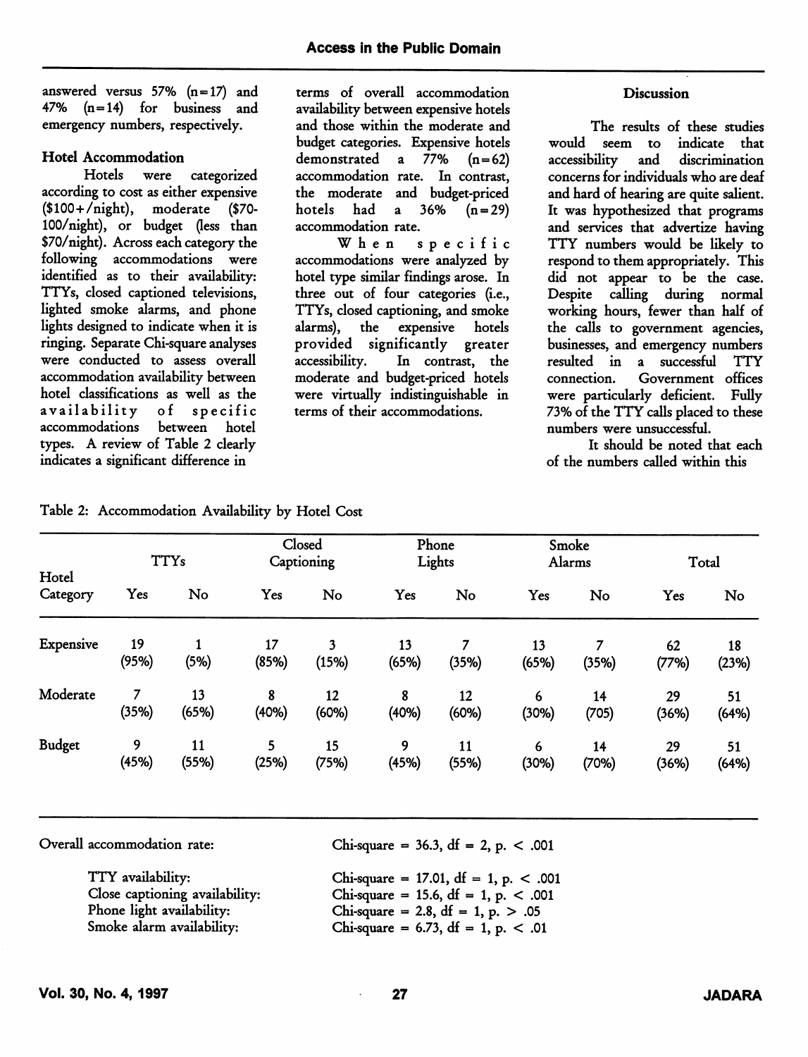answered versus 57% (n=17) and 47% (n=14) for business and emergency numbers, respectively.

### Hotel Accommodation

Hotels were categorized according to cost as either expensive (\$100+/night), moderate (\$70-100/night), or budget (less than \$70/night). Across each category the following accommodations were identified as to their availability: TTYs, closed captioned televisions, lighted smoke alarms, and phone lights designed to indicate when it is ringing. Separate Chi-square analyses were conducted to assess overall accommodation availability between hotel classifications as well as the availability of specific accommodations between hotel types. A review of Table 2 clearly indicates a significant difference in terms of overall accommodation availability between expensive hotels and those within the moderate and budget categories. Expensive hotels demonstrated a 77% (n=62) accommodation rate. In contrast, the moderate and budget-priced hotels had a 36% (n=29) accommodation rate.

When specific accommodations were analyzed by hotel type similar findings arose. In three out of four categories (i.e., TTYs, closed captioning, and smoke alarms), the expensive hotels provided significantly greater accessibility. In contrast, the moderate and budget-priced hotels were virtually indistinguishable in terms of their accommodations.

## Discussion

The results of these studies would seem to indicate that accessibility and discrimination concerns for individuals who are deaf and hard of hearing are quite salient. It was hypothesized that programs and services that advertize having TTY numbers would be likely to respond to them appropriately. This did not appear to be the case. Despite calling during normal working hours, fewer than half of the calls to government agencies, businesses, and emergency numbers resulted in a successful TTY connection. Government offices were particularly deficient. Fully 73% of the TTY calls placed to these numbers were unsuccessful.

It should be noted that each of the numbers called within this

Table 2: Accommodation Availability by Hotel Cost

| Hotel Category | TTYs | | Closed Captioning | | Phone Lights | | Smoke Alarms | | Total | |
|---|---|---|---|---|---|---|---|---|---|---|
| | Yes | No | Yes | No | Yes | No | Yes | No | Yes | No |
| Expensive | 19 (95%) | 1 (5%) | 17 (85%) | 3 (15%) | 13 (65%) | 7 (35%) | 13 (65%) | 7 (35%) | 62 (77%) | 18 (23%) |
| Moderate | 7 (35%) | 13 (65%) | 8 (40%) | 12 (60%) | 8 (40%) | 12 (60%) | 6 (30%) | 14 (705) | 29 (36%) | 51 (64%) |
| Budget | 9 (45%) | 11 (55%) | 5 (25%) | 15 (75%) | 9 (45%) | 11 (55%) | 6 (30%) | 14 (70%) | 29 (36%) | 51 (64%) |

Overall accommodation rate: Chi-square = 36.3, df = 2, p. < .001

TTY availability: Chi-square = 17.01, df = 1, p. < .001
Close captioning availability: Chi-square = 15.6, df = 1, p. < .001
Phone light availability: Chi-square = 2.8, df = 1, p. > .05
Smoke alarm availability: Chi-square = 6.73, df = 1, p. < .01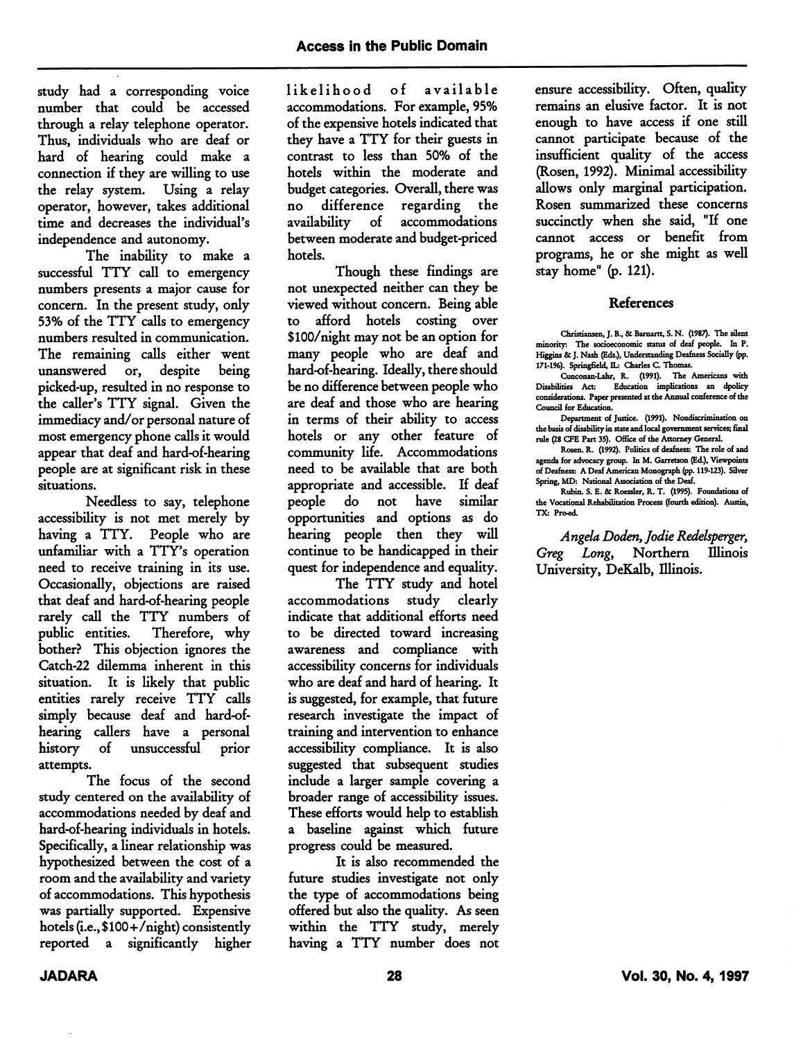study had a corresponding voice number that could be accessed through a relay telephone operator. Thus, individuals who are deaf or hard of hearing could make a connection if they are willing to use the relay system. Using a relay operator, however, takes additional time and decreases the individual's independence and autonomy.

The inability to make a successful TTY call to emergency numbers presents a major cause for concern. In the present study, only 53% of the TTY calls to emergency numbers resulted in communication. The remaining calls either went unanswered or, despite being picked-up, resulted in no response to the caller's TTY signal. Given the immediacy and/or personal nature of most emergency phone calls it would appear that deaf and hard-of-hearing people are at significant risk in these situations.

Needless to say, telephone accessibility is not met merely by having a TTY. People who are unfamiliar with a TTY's operation need to receive training in its use. Occasionally, objections are raised that deaf and hard-of-hearing people rarely call the TTY numbers of public entities. Therefore, why bother? This objection ignores the Catch-22 dilemma inherent in this situation. It is likely that public entities rarely receive TTY calls simply because deaf and hard-of-hearing callers have a personal history of unsuccessful prior attempts.

The focus of the second study centered on the availability of accommodations needed by deaf and hard-of-hearing individuals in hotels. Specifically, a linear relationship was hypothesized between the cost of a room and the availability and variety of accommodations. This hypothesis was partially supported. Expensive hotels (i.e., $100+/night) consistently reported a significantly higher likelihood of available accommodations. For example, 95% of the expensive hotels indicated that they have a TTY for their guests in contrast to less than 50% of the hotels within the moderate and budget categories. Overall, there was no difference regarding the availability of accommodations between moderate and budget-priced hotels.

Though these findings are not unexpected neither can they be viewed without concern. Being able to afford hotels costing over $100/night may not be an option for many people who are deaf and hard-of-hearing. Ideally, there should be no difference between people who are deaf and those who are hearing in terms of their ability to access hotels or any other feature of community life. Accommodations need to be available that are both appropriate and accessible. If deaf people do not have similar opportunities and options as do hearing people then they will continue to be handicapped in their quest for independence and equality.

The TTY study and hotel accommodations study clearly indicate that additional efforts need to be directed toward increasing awareness and compliance with accessibility concerns for individuals who are deaf and hard of hearing. It is suggested, for example, that future research investigate the impact of training and intervention to enhance accessibility compliance. It is also suggested that subsequent studies include a larger sample covering a broader range of accessibility issues. These efforts would help to establish a baseline against which future progress could be measured.

It is also recommended the future studies investigate not only the type of accommodations being offered but also the quality. As seen within the TTY study, merely having a TTY number does not ensure accessibility. Often, quality remains an elusive factor. It is not enough to have access if one still cannot participate because of the insufficient quality of the access (Rosen, 1992). Minimal accessibility allows only marginal participation. Rosen summarized these concerns succinctly when she said, "If one cannot access or benefit from programs, he or she might as well stay home" (p. 121).

## References

Christiansen, J. B., & Barnartt, S. N. (1987). The silent minority: The socioeconomic status of deaf people. In P. Higgins & J. Nash (Eds.), Understanding Deafness Socially (pp. 171-196). Springfield, IL: Charles C. Thomas.

Cunconan-Lahr, R. (1991). The Americans with Disabilities Act: Education implications an dpolicy considerations. Paper presented at the Annual conference of the Council for Education.

Department of Justice. (1991). Nondiscrimination on the basis of disability in state and local government services; final rule (28 CFE Part 35). Office of the Attorney General.

Rosen. R. (1992). Politics of deafness: The role of and agenda for advocacy group. In M. Garretson (Ed.), Viewpoints of Deafness: A Deaf American Monograph (pp. 119-123). Silver Spring, MD: National Association of the Deaf.

Rubin. S. E. & Roessler, R. T. (1995). Foundations of the Vocational Rehabilitation Process (fourth edition). Austin, TX: Pro-ed.

*Angela Doden, Jodie Redelsperger, Greg Long,* Northern Illinois University, DeKalb, Illinois.